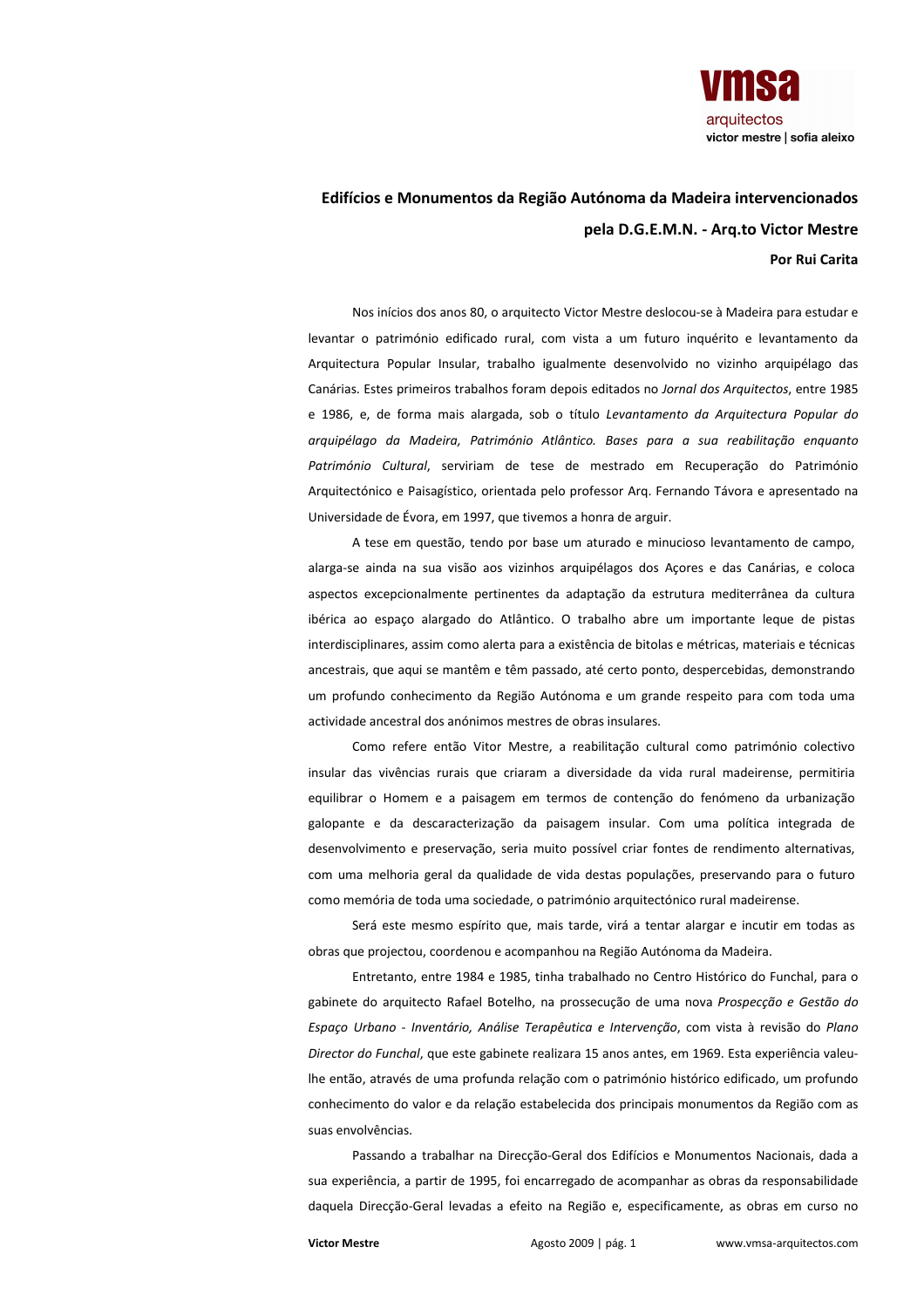**Edifícios e Monumentos da Região Autónoma da Madeira intervencionados pela D.G.E.M.N. - Arq.to Victor Mestre**

**Por Rui Carita**

Nos inícios dos anos 80, o arquitecto Victor Mestre deslocou-se à Madeira para estudar e levantar o património edificado rural, com vista a um futuro inquérito e levantamento da Arquitectura Popular Insular, trabalho igualmente desenvolvido no vizinho arquipélago das Canárias. Estes primeiros trabalhos foram depois editados no *Jornal dos Arquitectos*, entre 1985 e 1986, e, de forma mais alargada, sob o título *Levantamento da Arquitectura Popular do arquipélago da Madeira, Património Atlântico. Bases para a sua reabilitação enquanto Património Cultural*, serviriam de tese de mestrado em Recuperação do Património Arquitectónico e Paisagístico, orientada pelo professor Arq. Fernando Távora e apresentado na Universidade de Évora, em 1997, que tivemos a honra de arguir.

A tese em questão, tendo por base um aturado e minucioso levantamento de campo, alarga-se ainda na sua visão aos vizinhos arquipélagos dos Açores e das Canárias, e coloca aspectos excepcionalmente pertinentes da adaptação da estrutura mediterrânea da cultura ibérica ao espaço alargado do Atlântico. O trabalho abre um importante leque de pistas interdisciplinares, assim como alerta para a existência de bitolas e métricas, materiais e técnicas ancestrais, que aqui se mantêm e têm passado, até certo ponto, despercebidas, demonstrando um profundo conhecimento da Região Autónoma e um grande respeito para com toda uma actividade ancestral dos anónimos mestres de obras insulares.

Como refere então Vitor Mestre, a reabilitação cultural como património colectivo insular das vivências rurais que criaram a diversidade da vida rural madeirense, permitiria equilibrar o Homem e a paisagem em termos de contenção do fenómeno da urbanização galopante e da descaracterização da paisagem insular. Com uma política integrada de desenvolvimento e preservação, seria muito possível criar fontes de rendimento alternativas, com uma melhoria geral da qualidade de vida destas populações, preservando para o futuro como memória de toda uma sociedade, o património arquitectónico rural madeirense.

Será este mesmo espírito que, mais tarde, virá a tentar alargar e incutir em todas as obras que projectou, coordenou e acompanhou na Região Autónoma da Madeira.

Entretanto, entre 1984 e 1985, tinha trabalhado no Centro Histórico do Funchal, para o gabinete do arquitecto Rafael Botelho, na prossecução de uma nova *Prospecção e Gestão do Espaço Urbano - Inventário, Análise Terapêutica e Intervenção*, com vista à revisão do *Plano Director do Funchal*, que este gabinete realizara 15 anos antes, em 1969. Esta experiência valeu-lhe então, através de uma profunda relação com o património histórico edificado, um profundo conhecimento do valor e da relação estabelecida dos principais monumentos da Região com as suas envolvências.

Passando a trabalhar na Direcção-Geral dos Edifícios e Monumentos Nacionais, dada a sua experiência, a partir de 1995, foi encarregado de acompanhar as obras da responsabilidade daquela Direcção-Geral levadas a efeito na Região e, especificamente, as obras em curso no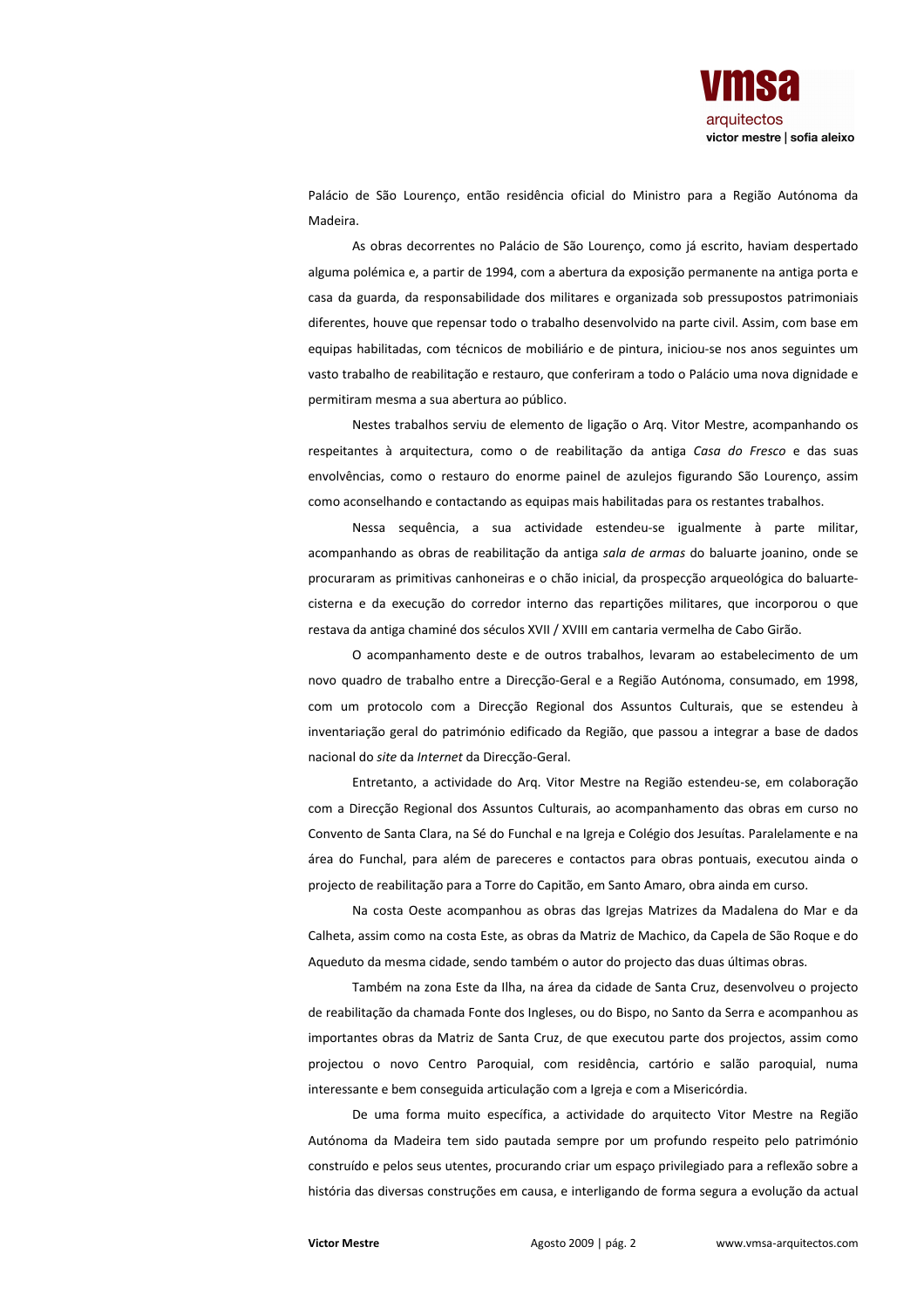Palácio de São Lourenço, então residência oficial do Ministro para a Região Autónoma da Madeira.

As obras decorrentes no Palácio de São Lourenço, como já escrito, haviam despertado alguma polémica e, a partir de 1994, com a abertura da exposição permanente na antiga porta e casa da guarda, da responsabilidade dos militares e organizada sob pressupostos patrimoniais diferentes, houve que repensar todo o trabalho desenvolvido na parte civil. Assim, com base em equipas habilitadas, com técnicos de mobiliário e de pintura, iniciou-se nos anos seguintes um vasto trabalho de reabilitação e restauro, que conferiram a todo o Palácio uma nova dignidade e permitiram mesma a sua abertura ao público.

Nestes trabalhos serviu de elemento de ligação o Arq. Vitor Mestre, acompanhando os respeitantes à arquitectura, como o de reabilitação da antiga *Casa do Fresco* e das suas envolvências, como o restauro do enorme painel de azulejos figurando São Lourenço, assim como aconselhando e contactando as equipas mais habilitadas para os restantes trabalhos.

Nessa sequência, a sua actividade estendeu-se igualmente à parte militar, acompanhando as obras de reabilitação da antiga *sala de armas* do baluarte joanino, onde se procuraram as primitivas canhoneiras e o chão inicial, da prospecção arqueológica do baluarte-cisterna e da execução do corredor interno das repartições militares, que incorporou o que restava da antiga chaminé dos séculos XVII / XVIII em cantaria vermelha de Cabo Girão.

O acompanhamento deste e de outros trabalhos, levaram ao estabelecimento de um novo quadro de trabalho entre a Direcção-Geral e a Região Autónoma, consumado, em 1998, com um protocolo com a Direcção Regional dos Assuntos Culturais, que se estendeu à inventariação geral do património edificado da Região, que passou a integrar a base de dados nacional do *site* da *Internet* da Direcção-Geral.

Entretanto, a actividade do Arq. Vitor Mestre na Região estendeu-se, em colaboração com a Direcção Regional dos Assuntos Culturais, ao acompanhamento das obras em curso no Convento de Santa Clara, na Sé do Funchal e na Igreja e Colégio dos Jesuítas. Paralelamente e na área do Funchal, para além de pareceres e contactos para obras pontuais, executou ainda o projecto de reabilitação para a Torre do Capitão, em Santo Amaro, obra ainda em curso.

Na costa Oeste acompanhou as obras das Igrejas Matrizes da Madalena do Mar e da Calheta, assim como na costa Este, as obras da Matriz de Machico, da Capela de São Roque e do Aqueduto da mesma cidade, sendo também o autor do projecto das duas últimas obras.

Também na zona Este da Ilha, na área da cidade de Santa Cruz, desenvolveu o projecto de reabilitação da chamada Fonte dos Ingleses, ou do Bispo, no Santo da Serra e acompanhou as importantes obras da Matriz de Santa Cruz, de que executou parte dos projectos, assim como projectou o novo Centro Paroquial, com residência, cartório e salão paroquial, numa interessante e bem conseguida articulação com a Igreja e com a Misericórdia.

De uma forma muito específica, a actividade do arquitecto Vitor Mestre na Região Autónoma da Madeira tem sido pautada sempre por um profundo respeito pelo património construído e pelos seus utentes, procurando criar um espaço privilegiado para a reflexão sobre a história das diversas construções em causa, e interligando de forma segura a evolução da actual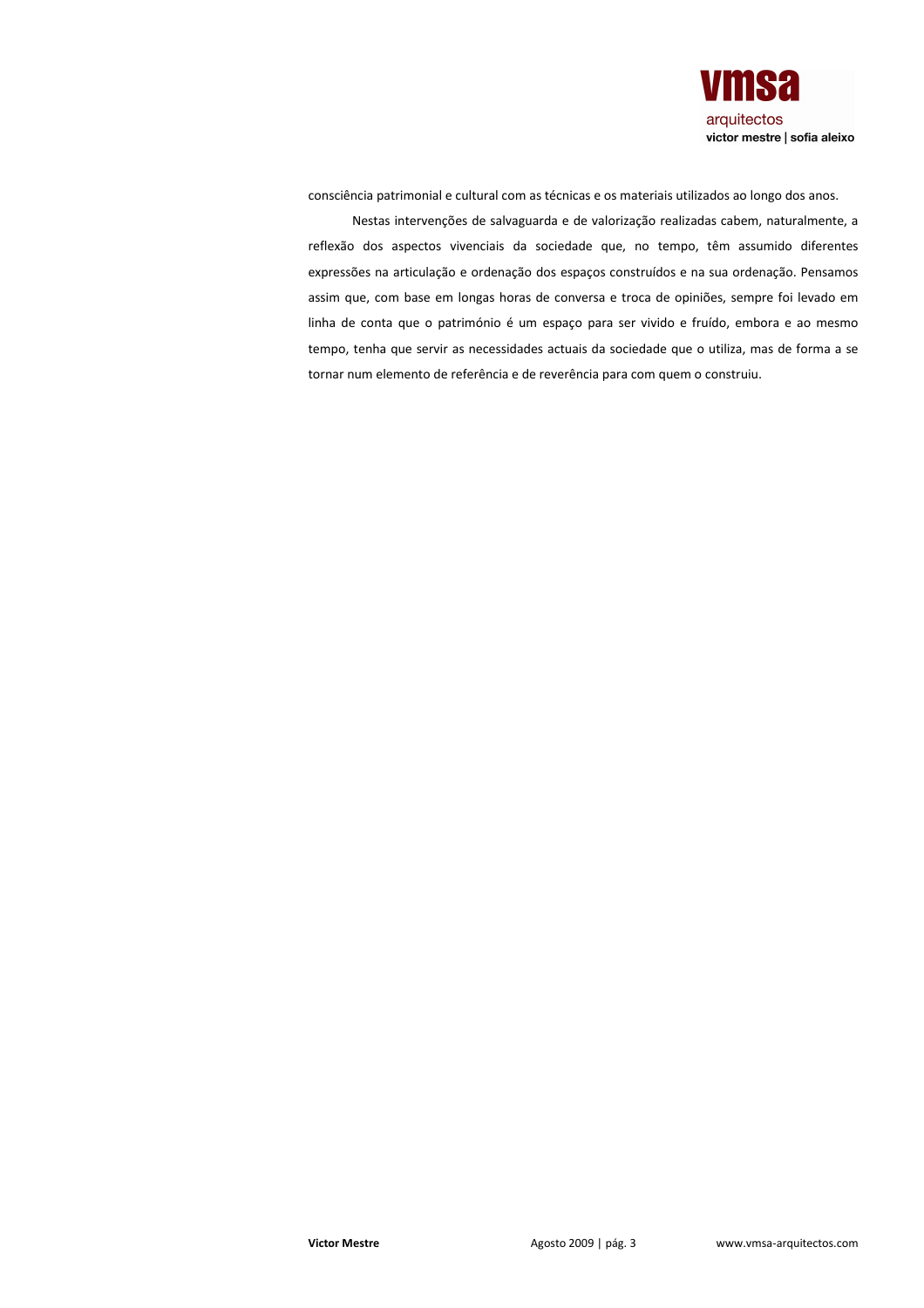consciência patrimonial e cultural com as técnicas e os materiais utilizados ao longo dos anos.

Nestas intervenções de salvaguarda e de valorização realizadas cabem, naturalmente, a reflexão dos aspectos vivenciais da sociedade que, no tempo, têm assumido diferentes expressões na articulação e ordenação dos espaços construídos e na sua ordenação. Pensamos assim que, com base em longas horas de conversa e troca de opiniões, sempre foi levado em linha de conta que o património é um espaço para ser vivido e fruído, embora e ao mesmo tempo, tenha que servir as necessidades actuais da sociedade que o utiliza, mas de forma a se tornar num elemento de referência e de reverência para com quem o construiu.